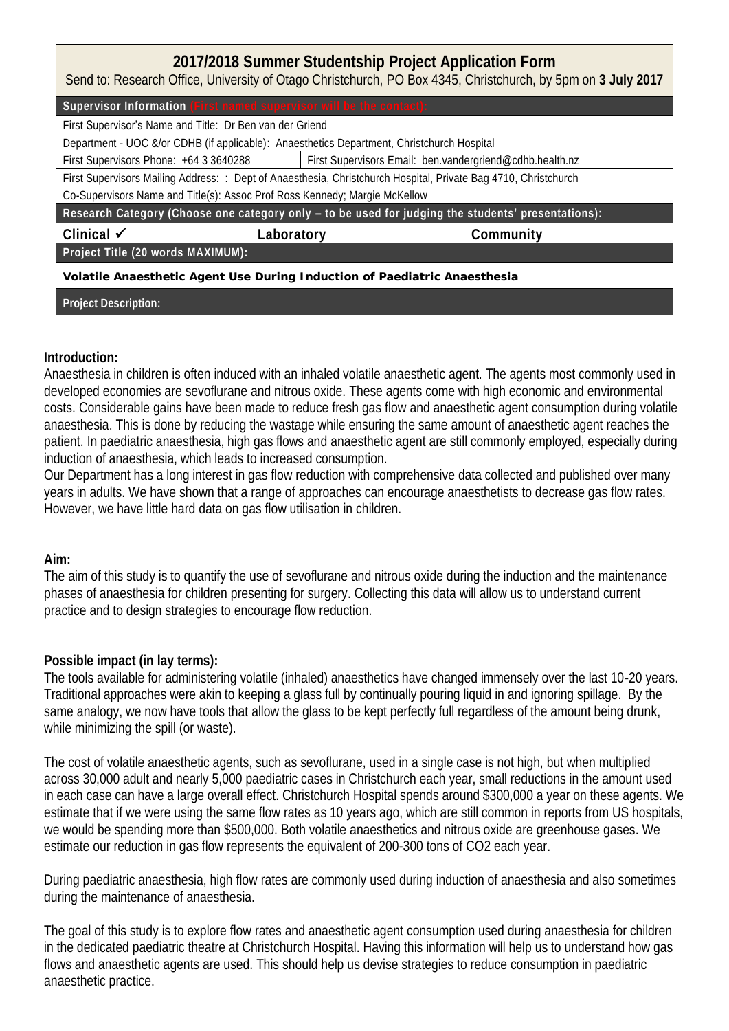# 2017/2018 Summer Studentship Project Application Form

Send to: Research Office, University of Otago Christchurch, PO Box 4345, Christchurch, by 5pm on **3 July 2017**

| **Supervisor Information** (First named supervisor will be the contact): | | |
|---|---|---|
| First Supervisor's Name and Title: Dr Ben van der Griend | | |
| Department - UOC &/or CDHB (if applicable): Anaesthetics Department, Christchurch Hospital | | |
| First Supervisors Phone: +64 3 3640288 | First Supervisors Email: ben.vandergriend@cdhb.health.nz | |
| First Supervisors Mailing Address: : Dept of Anaesthesia, Christchurch Hospital, Private Bag 4710, Christchurch | | |
| Co-Supervisors Name and Title(s): Assoc Prof Ross Kennedy; Margie McKellow | | |
| **Research Category (Choose one category only – to be used for judging the students' presentations):** | | |
| **Clinical ✓** | **Laboratory** | **Community** |
| **Project Title (20 words MAXIMUM):** | | |
| **Volatile Anaesthetic Agent Use During Induction of Paediatric Anaesthesia** | | |
| **Project Description:** | | |

**Introduction:**

Anaesthesia in children is often induced with an inhaled volatile anaesthetic agent. The agents most commonly used in developed economies are sevoflurane and nitrous oxide. These agents come with high economic and environmental costs. Considerable gains have been made to reduce fresh gas flow and anaesthetic agent consumption during volatile anaesthesia. This is done by reducing the wastage while ensuring the same amount of anaesthetic agent reaches the patient. In paediatric anaesthesia, high gas flows and anaesthetic agent are still commonly employed, especially during induction of anaesthesia, which leads to increased consumption.

Our Department has a long interest in gas flow reduction with comprehensive data collected and published over many years in adults. We have shown that a range of approaches can encourage anaesthetists to decrease gas flow rates. However, we have little hard data on gas flow utilisation in children.

**Aim:**

The aim of this study is to quantify the use of sevoflurane and nitrous oxide during the induction and the maintenance phases of anaesthesia for children presenting for surgery. Collecting this data will allow us to understand current practice and to design strategies to encourage flow reduction.

**Possible impact (in lay terms):**

The tools available for administering volatile (inhaled) anaesthetics have changed immensely over the last 10-20 years. Traditional approaches were akin to keeping a glass full by continually pouring liquid in and ignoring spillage. By the same analogy, we now have tools that allow the glass to be kept perfectly full regardless of the amount being drunk, while minimizing the spill (or waste).

The cost of volatile anaesthetic agents, such as sevoflurane, used in a single case is not high, but when multiplied across 30,000 adult and nearly 5,000 paediatric cases in Christchurch each year, small reductions in the amount used in each case can have a large overall effect. Christchurch Hospital spends around \$300,000 a year on these agents. We estimate that if we were using the same flow rates as 10 years ago, which are still common in reports from US hospitals, we would be spending more than \$500,000. Both volatile anaesthetics and nitrous oxide are greenhouse gases. We estimate our reduction in gas flow represents the equivalent of 200-300 tons of $CO_2$ each year.

During paediatric anaesthesia, high flow rates are commonly used during induction of anaesthesia and also sometimes during the maintenance of anaesthesia.

The goal of this study is to explore flow rates and anaesthetic agent consumption used during anaesthesia for children in the dedicated paediatric theatre at Christchurch Hospital. Having this information will help us to understand how gas flows and anaesthetic agents are used. This should help us devise strategies to reduce consumption in paediatric anaesthetic practice.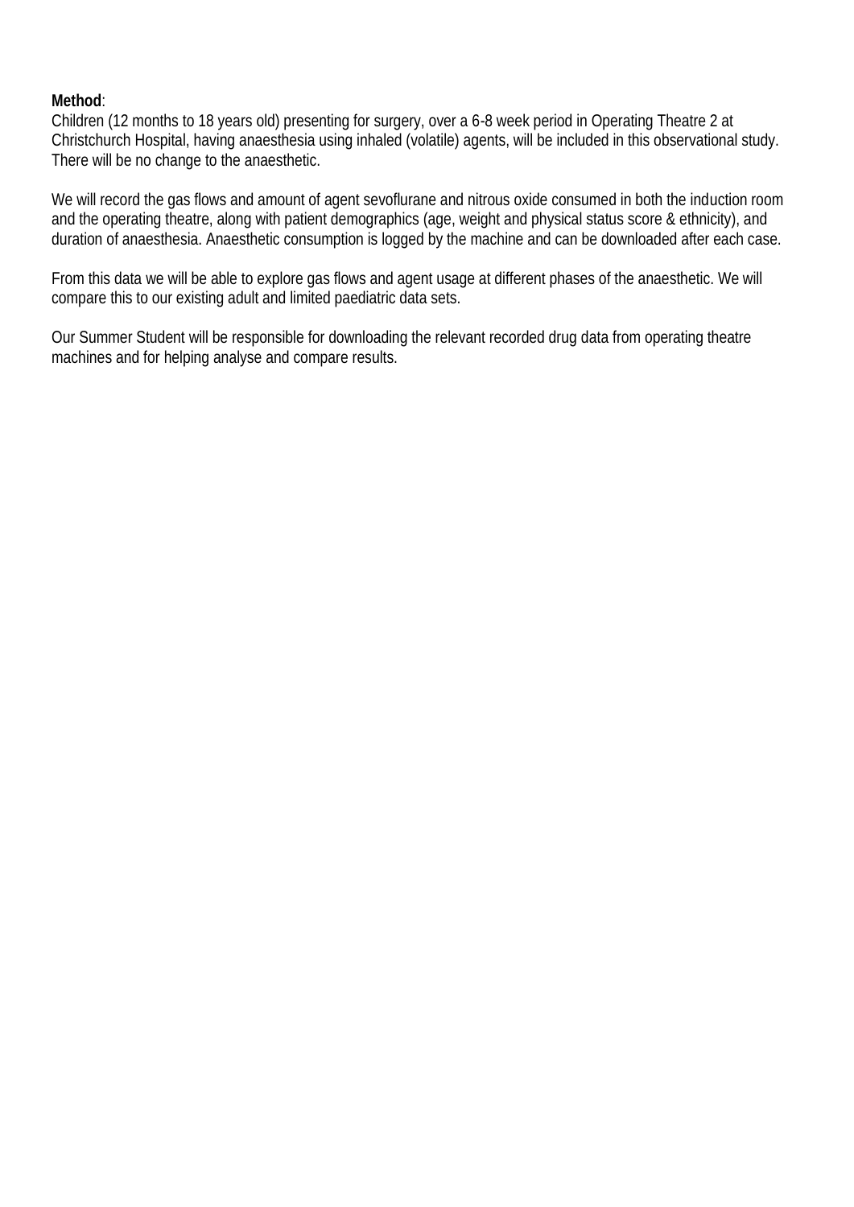**Method**:
Children (12 months to 18 years old) presenting for surgery, over a 6-8 week period in Operating Theatre 2 at Christchurch Hospital, having anaesthesia using inhaled (volatile) agents, will be included in this observational study. There will be no change to the anaesthetic.

We will record the gas flows and amount of agent sevoflurane and nitrous oxide consumed in both the induction room and the operating theatre, along with patient demographics (age, weight and physical status score & ethnicity), and duration of anaesthesia. Anaesthetic consumption is logged by the machine and can be downloaded after each case.

From this data we will be able to explore gas flows and agent usage at different phases of the anaesthetic. We will compare this to our existing adult and limited paediatric data sets.

Our Summer Student will be responsible for downloading the relevant recorded drug data from operating theatre machines and for helping analyse and compare results.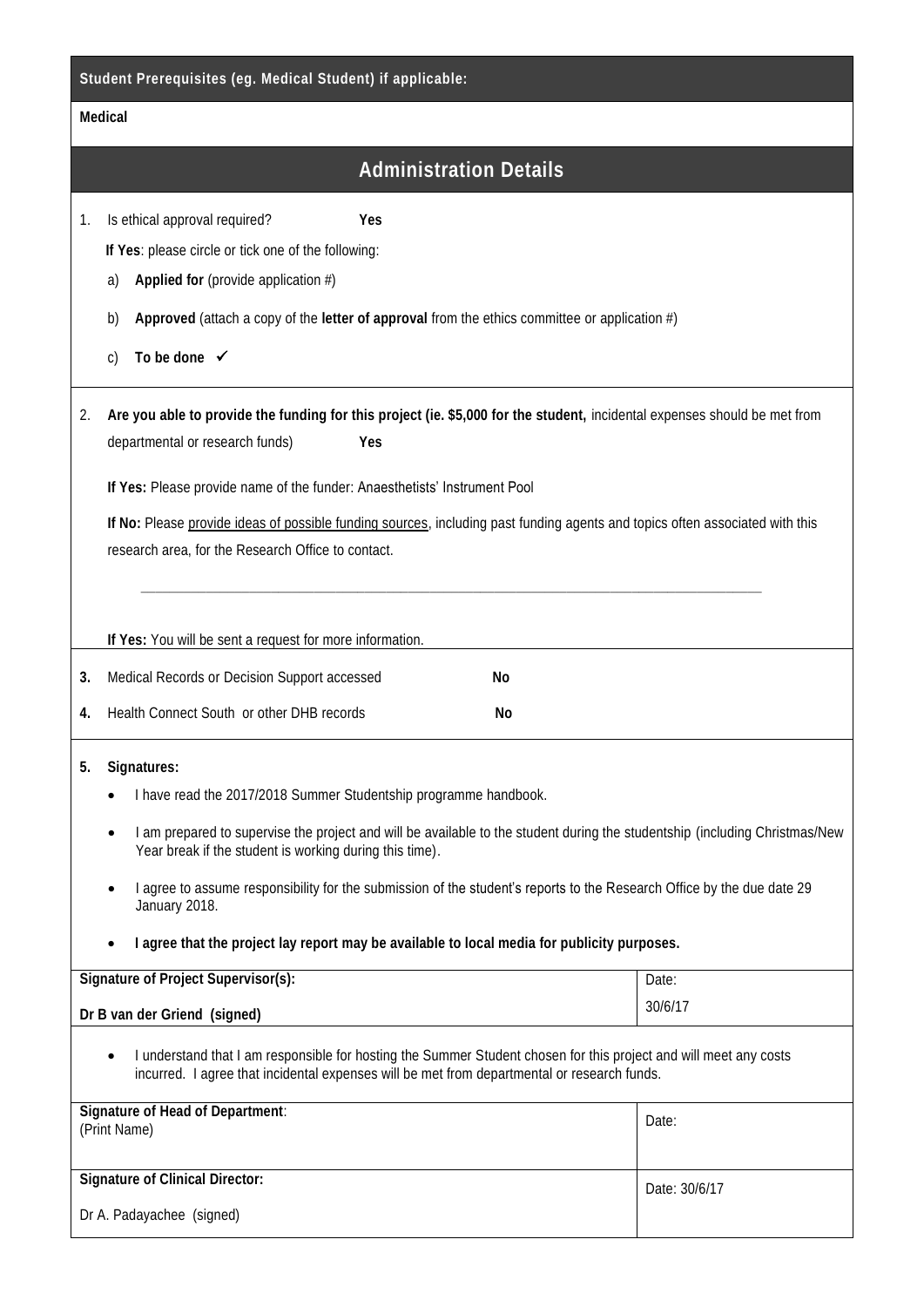**Student Prerequisites (eg. Medical Student) if applicable:**

**Medical**

## Administration Details

1. Is ethical approval required? **Yes**

   **If Yes**: please circle or tick one of the following:

   a) **Applied for** (provide application #)

   b) **Approved** (attach a copy of the **letter of approval** from the ethics committee or application #)

   c) **To be done** ✓

2. **Are you able to provide the funding for this project (ie. $5,000 for the student,** incidental expenses should be met from departmental or research funds) **Yes**

   **If Yes:** Please provide name of the funder: Anaesthetists' Instrument Pool

   **If No:** Please provide ideas of possible funding sources, including past funding agents and topics often associated with this research area, for the Research Office to contact.

   ___________________________________________________________________________

   **If Yes:** You will be sent a request for more information.

**3.** Medical Records or Decision Support accessed **No**

**4.** Health Connect South or other DHB records **No**

**5. Signatures:**

- I have read the 2017/2018 Summer Studentship programme handbook.
- I am prepared to supervise the project and will be available to the student during the studentship (including Christmas/New Year break if the student is working during this time).
- I agree to assume responsibility for the submission of the student's reports to the Research Office by the due date 29 January 2018.
- **I agree that the project lay report may be available to local media for publicity purposes.**

| | |
|---|---|
| **Signature of Project Supervisor(s):**<br><br>**Dr B van der Griend (signed)** | Date:<br>30/6/17 |

- I understand that I am responsible for hosting the Summer Student chosen for this project and will meet any costs incurred. I agree that incidental expenses will be met from departmental or research funds.

| | |
|---|---|
| **Signature of Head of Department**:<br>(Print Name) | Date: |
| **Signature of Clinical Director:**<br><br>Dr A. Padayachee (signed) | Date: 30/6/17 |